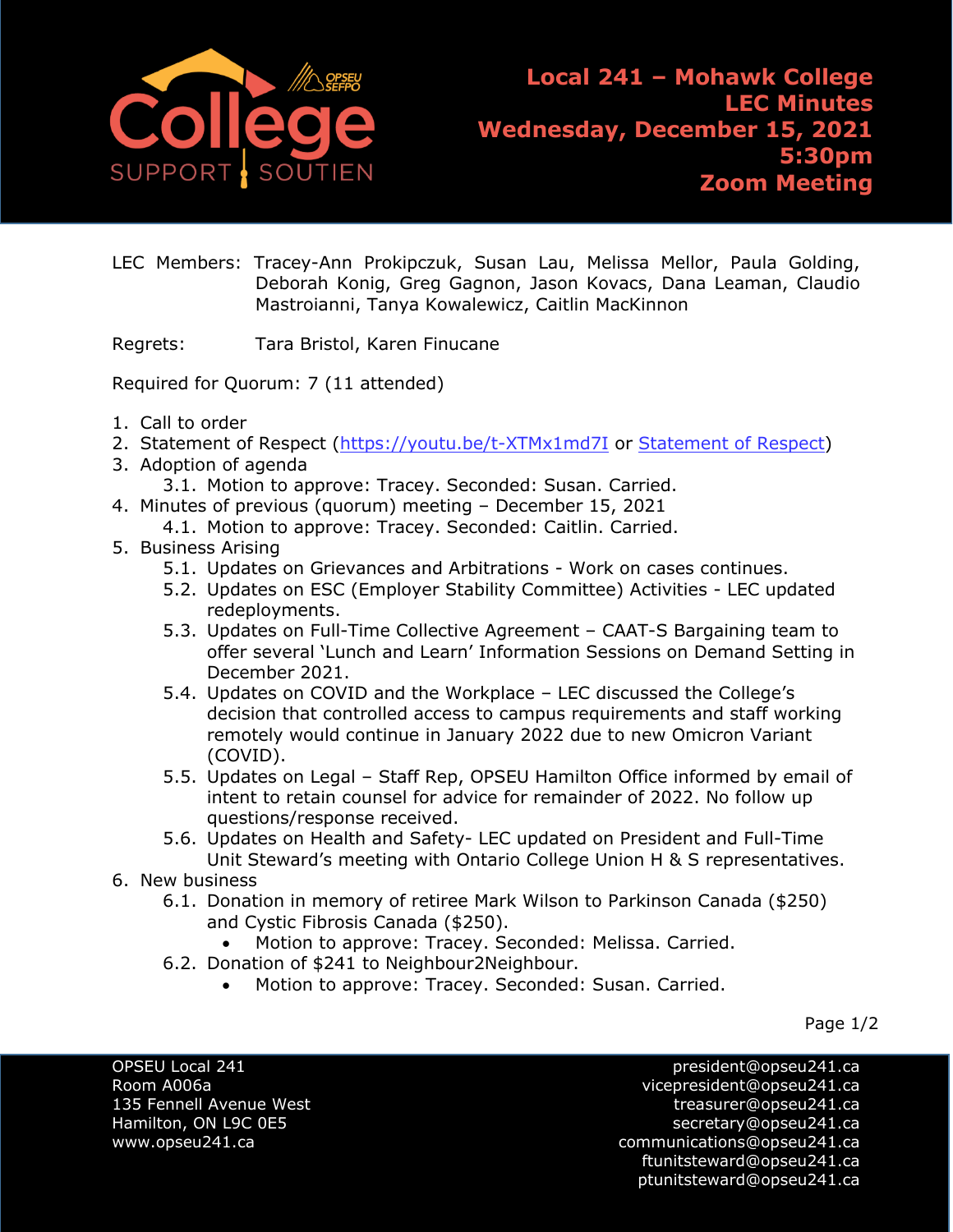# Local 241 – Mohawk College
## LEC Minutes
## Wednesday, December 15, 2021
## 5:30pm
## Zoom Meeting

LEC Members: Tracey-Ann Prokipczuk, Susan Lau, Melissa Mellor, Paula Golding, Deborah Konig, Greg Gagnon, Jason Kovacs, Dana Leaman, Claudio Mastroianni, Tanya Kowalewicz, Caitlin MacKinnon

Regrets: Tara Bristol, Karen Finucane

Required for Quorum: 7 (11 attended)

1. Call to order
2. Statement of Respect (https://youtu.be/t-XTMx1md7I or Statement of Respect)
3. Adoption of agenda
   3.1. Motion to approve: Tracey. Seconded: Susan. Carried.
4. Minutes of previous (quorum) meeting – December 15, 2021
   4.1. Motion to approve: Tracey. Seconded: Caitlin. Carried.
5. Business Arising
   5.1. Updates on Grievances and Arbitrations - Work on cases continues.
   5.2. Updates on ESC (Employer Stability Committee) Activities - LEC updated redeployments.
   5.3. Updates on Full-Time Collective Agreement – CAAT-S Bargaining team to offer several 'Lunch and Learn' Information Sessions on Demand Setting in December 2021.
   5.4. Updates on COVID and the Workplace – LEC discussed the College's decision that controlled access to campus requirements and staff working remotely would continue in January 2022 due to new Omicron Variant (COVID).
   5.5. Updates on Legal – Staff Rep, OPSEU Hamilton Office informed by email of intent to retain counsel for advice for remainder of 2022. No follow up questions/response received.
   5.6. Updates on Health and Safety- LEC updated on President and Full-Time Unit Steward's meeting with Ontario College Union H & S representatives.
6. New business
   6.1. Donation in memory of retiree Mark Wilson to Parkinson Canada ($250) and Cystic Fibrosis Canada ($250).
      - Motion to approve: Tracey. Seconded: Melissa. Carried.
   6.2. Donation of $241 to Neighbour2Neighbour.
      - Motion to approve: Tracey. Seconded: Susan. Carried.

OPSEU Local 241
Room A006a
135 Fennell Avenue West
Hamilton, ON L9C 0E5
www.opseu241.ca

president@opseu241.ca
vicepresident@opseu241.ca
treasurer@opseu241.ca
secretary@opseu241.ca
communications@opseu241.ca
ftunitsteward@opseu241.ca
ptunitsteward@opseu241.ca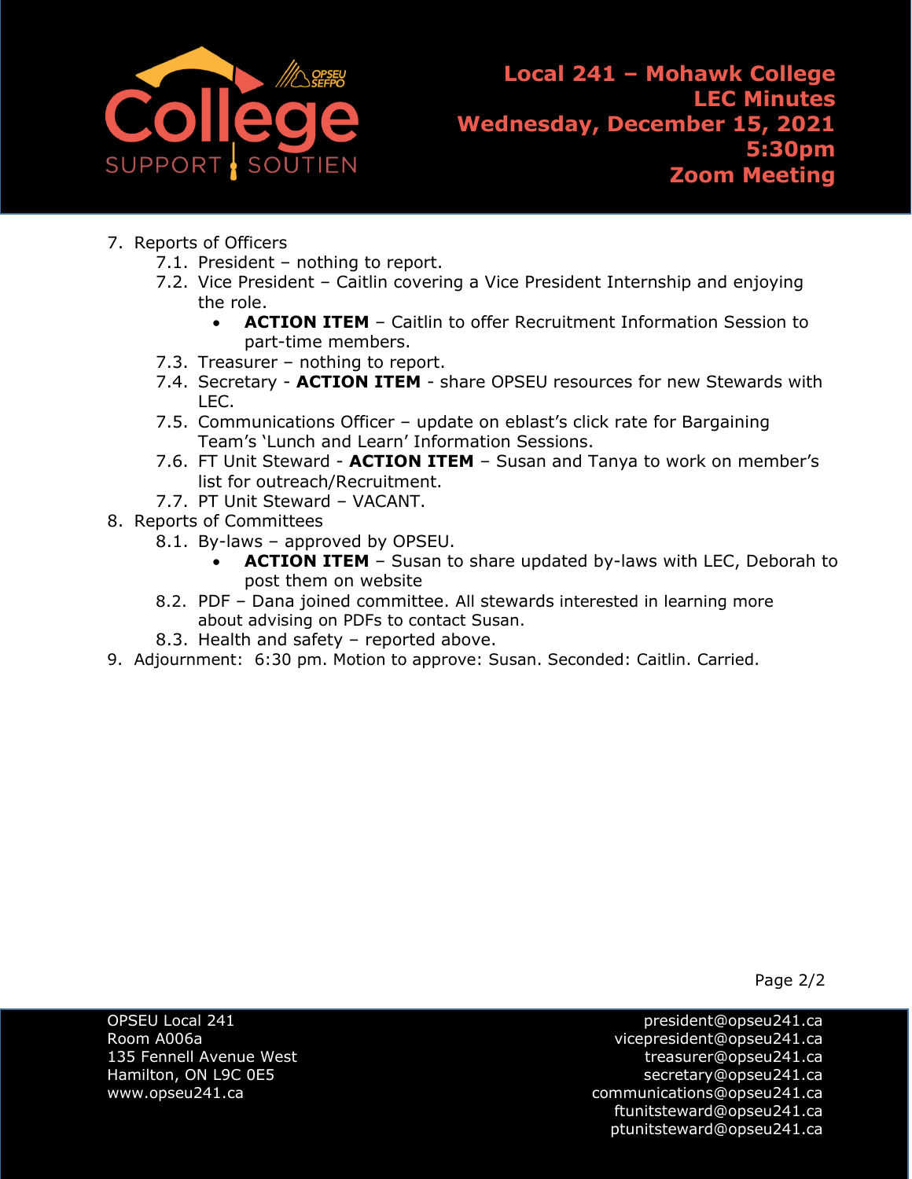7. Reports of Officers
    7.1. President – nothing to report.
    7.2. Vice President – Caitlin covering a Vice President Internship and enjoying the role.
        - **ACTION ITEM** – Caitlin to offer Recruitment Information Session to part-time members.
    7.3. Treasurer – nothing to report.
    7.4. Secretary - **ACTION ITEM** - share OPSEU resources for new Stewards with LEC.
    7.5. Communications Officer – update on eblast's click rate for Bargaining Team's 'Lunch and Learn' Information Sessions.
    7.6. FT Unit Steward - **ACTION ITEM** – Susan and Tanya to work on member's list for outreach/Recruitment.
    7.7. PT Unit Steward – VACANT.
8. Reports of Committees
    8.1. By-laws – approved by OPSEU.
        - **ACTION ITEM** – Susan to share updated by-laws with LEC, Deborah to post them on website
    8.2. PDF – Dana joined committee. All stewards interested in learning more about advising on PDFs to contact Susan.
    8.3. Health and safety – reported above.
9. Adjournment: 6:30 pm. Motion to approve: Susan. Seconded: Caitlin. Carried.